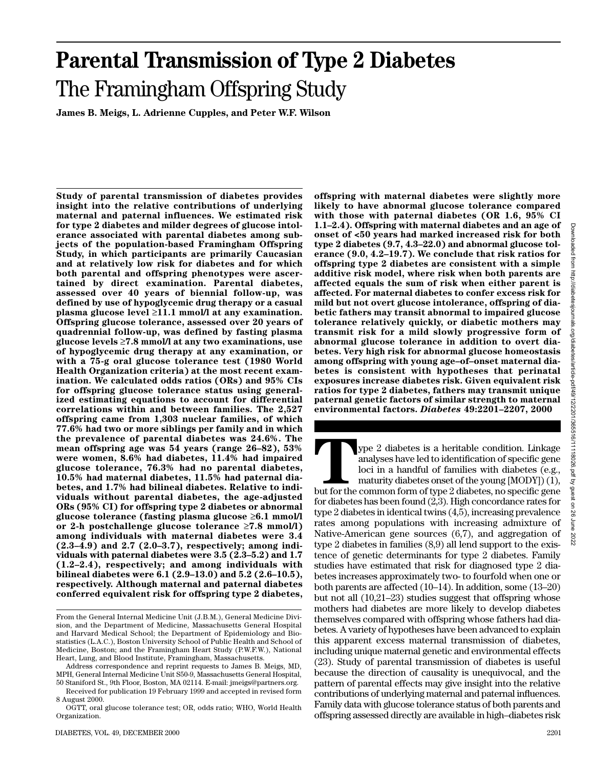# Parental Transmission of Type 2 Diabetes

## The Framingham Offspring Study

**James B. Meigs, L. Adrienne Cupples, and Peter W.F. Wilson**

**Study of parental transmission of diabetes provides insight into the relative contributions of underlying maternal and paternal influences. We estimated risk for type 2 diabetes and milder degrees of glucose intolerance associated with parental diabetes among subjects of the population-based Framingham Offspring Study, in which participants are primarily Caucasian and at relatively low risk for diabetes and for which both parental and offspring phenotypes were ascertained by direct examination. Parental diabetes, assessed over 40 years of biennial follow-up, was defined by use of hypoglycemic drug therapy or a casual plasma glucose level ≥11.1 mmol/l at any examination. Offspring glucose tolerance, assessed over 20 years of quadrennial follow-up, was defined by fasting plasma glucose levels ≥7.8 mmol/l at any two examinations, use of hypoglycemic drug therapy at any examination, or with a 75-g oral glucose tolerance test (1980 World Health Organization criteria) at the most recent examination. We calculated odds ratios (ORs) and 95% CIs for offspring glucose tolerance status using generalized estimating equations to account for differential correlations within and between families. The 2,527 offspring came from 1,303 nuclear families, of which 77.6% had two or more siblings per family and in which the prevalence of parental diabetes was 24.6%. The mean offspring age was 54 years (range 26–82), 53% were women, 8.6% had diabetes, 11.4% had impaired glucose tolerance, 76.3% had no parental diabetes, 10.5% had maternal diabetes, 11.5% had paternal diabetes, and 1.7% had bilineal diabetes. Relative to individuals without parental diabetes, the age-adjusted ORs (95% CI) for offspring type 2 diabetes or abnormal glucose tolerance (fasting plasma glucose ≥6.1 mmol/l or 2-h postchallenge glucose tolerance ≥7.8 mmol/l) among individuals with maternal diabetes were 3.4 (2.3–4.9) and 2.7 (2.0–3.7), respectively; among individuals with paternal diabetes were 3.5 (2.3–5.2) and 1.7 (1.2–2.4), respectively; and among individuals with bilineal diabetes were 6.1 (2.9–13.0) and 5.2 (2.6–10.5), respectively. Although maternal and paternal diabetes conferred equivalent risk for offspring type 2 diabetes, offspring with maternal diabetes were slightly more likely to have abnormal glucose tolerance compared with those with paternal diabetes (OR 1.6, 95% CI 1.1–2.4). Offspring with maternal diabetes and an age of onset of <50 years had marked increased risk for both type 2 diabetes (9.7, 4.3–22.0) and abnormal glucose tolerance (9.0, 4.2–19.7). We conclude that risk ratios for offspring type 2 diabetes are consistent with a simple additive risk model, where risk when both parents are affected equals the sum of risk when either parent is affected. For maternal diabetes to confer excess risk for mild but not overt glucose intolerance, offspring of diabetic fathers may transit abnormal to impaired glucose tolerance relatively quickly, or diabetic mothers may transmit risk for a mild slowly progressive form of abnormal glucose tolerance in addition to overt diabetes. Very high risk for abnormal glucose homeostasis among offspring with young age–of–onset maternal diabetes is consistent with hypotheses that perinatal exposures increase diabetes risk. Given equivalent risk ratios for type 2 diabetes, fathers may transmit unique paternal genetic factors of similar strength to maternal environmental factors.** ***Diabetes*** **49:2201–2207, 2000**

Type 2 diabetes is a heritable condition. Linkage analyses have led to identification of specific gene loci in a handful of families with diabetes (e.g., maturity diabetes onset of the young [MODY]) (1), but for the common form of type 2 diabetes, no specific gene for diabetes has been found (2,3). High concordance rates for type 2 diabetes in identical twins (4,5), increasing prevalence rates among populations with increasing admixture of Native-American gene sources (6,7), and aggregation of type 2 diabetes in families (8,9) all lend support to the existence of genetic determinants for type 2 diabetes. Family studies have estimated that risk for diagnosed type 2 diabetes increases approximately two- to fourfold when one or both parents are affected (10–14). In addition, some (13–20) but not all (10,21–23) studies suggest that offspring whose mothers had diabetes are more likely to develop diabetes themselves compared with offspring whose fathers had diabetes. A variety of hypotheses have been advanced to explain this apparent excess maternal transmission of diabetes, including unique maternal genetic and environmental effects (23). Study of parental transmission of diabetes is useful because the direction of causality is unequivocal, and the pattern of parental effects may give insight into the relative contributions of underlying maternal and paternal influences. Family data with glucose tolerance status of both parents and offspring assessed directly are available in high–diabetes risk

---

From the General Internal Medicine Unit (J.B.M.), General Medicine Division, and the Department of Medicine, Massachusetts General Hospital and Harvard Medical School; the Department of Epidemiology and Biostatistics (L.A.C.), Boston University School of Public Health and School of Medicine, Boston; and the Framingham Heart Study (P.W.F.W.), National Heart, Lung, and Blood Institute, Framingham, Massachusetts.

Address correspondence and reprint requests to James B. Meigs, MD, MPH, General Internal Medicine Unit S50-9, Massachusetts General Hospital, 50 Staniford St., 9th Floor, Boston, MA 02114. E-mail: jmeigs@partners.org.

Received for publication 19 February 1999 and accepted in revised form 8 August 2000.

OGTT, oral glucose tolerance test; OR, odds ratio; WHO, World Health Organization.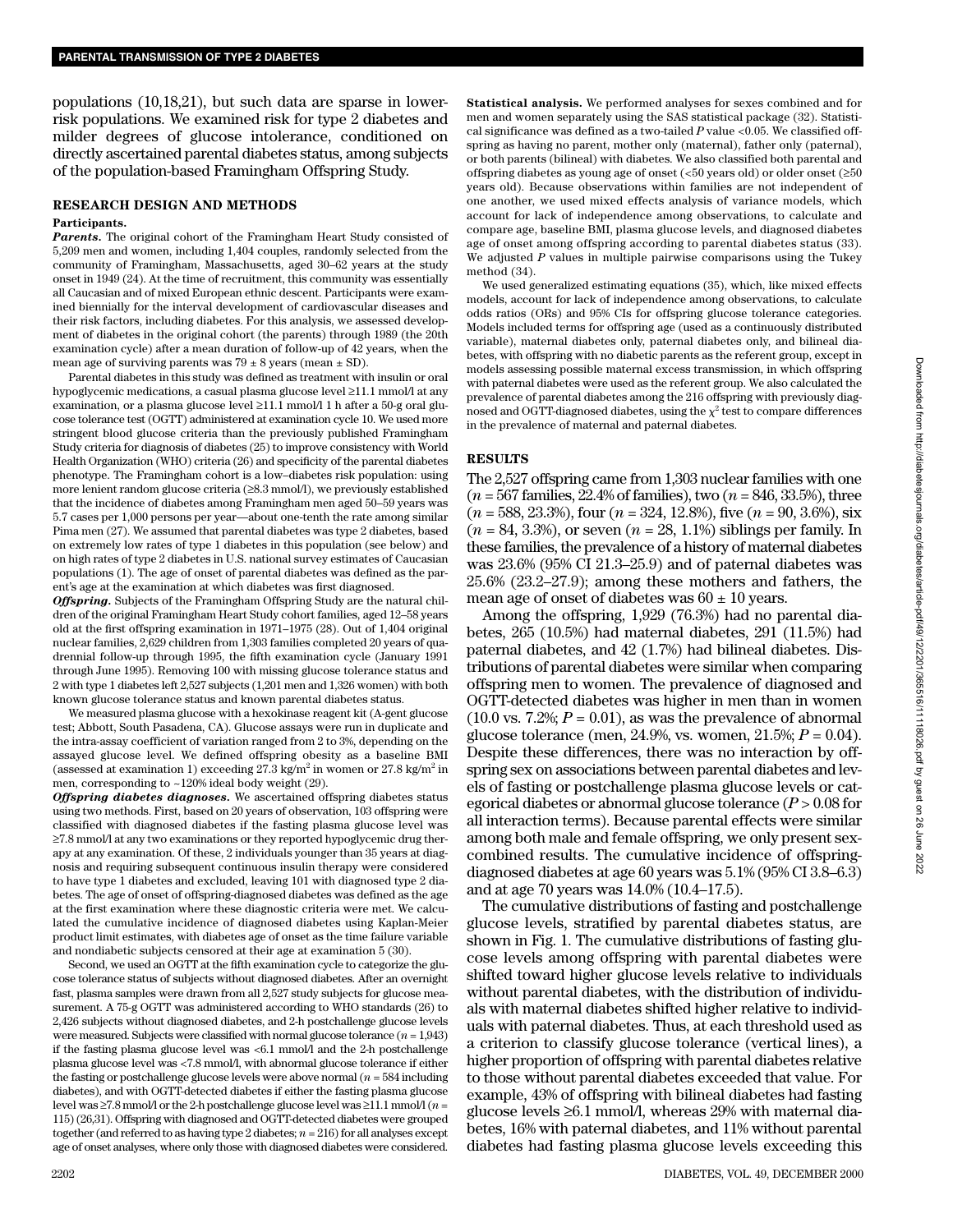populations (10,18,21), but such data are sparse in lower-risk populations. We examined risk for type 2 diabetes and milder degrees of glucose intolerance, conditioned on directly ascertained parental diabetes status, among subjects of the population-based Framingham Offspring Study.

## RESEARCH DESIGN AND METHODS

### Participants.

***Parents.*** The original cohort of the Framingham Heart Study consisted of 5,209 men and women, including 1,404 couples, randomly selected from the community of Framingham, Massachusetts, aged 30–62 years at the study onset in 1949 (24). At the time of recruitment, this community was essentially all Caucasian and of mixed European ethnic descent. Participants were examined biennially for the interval development of cardiovascular diseases and their risk factors, including diabetes. For this analysis, we assessed development of diabetes in the original cohort (the parents) through 1989 (the 20th examination cycle) after a mean duration of follow-up of 42 years, when the mean age of surviving parents was 79 ± 8 years (mean ± SD).

Parental diabetes in this study was defined as treatment with insulin or oral hypoglycemic medications, a casual plasma glucose level ≥11.1 mmol/l at any examination, or a plasma glucose level ≥11.1 mmol/l 1 h after a 50-g oral glucose tolerance test (OGTT) administered at examination cycle 10. We used more stringent blood glucose criteria than the previously published Framingham Study criteria for diagnosis of diabetes (25) to improve consistency with World Health Organization (WHO) criteria (26) and specificity of the parental diabetes phenotype. The Framingham cohort is a low–diabetes risk population: using more lenient random glucose criteria (≥8.3 mmol/l), we previously established that the incidence of diabetes among Framingham men aged 50–59 years was 5.7 cases per 1,000 persons per year—about one-tenth the rate among similar Pima men (27). We assumed that parental diabetes was type 2 diabetes, based on extremely low rates of type 1 diabetes in this population (see below) and on high rates of type 2 diabetes in U.S. national survey estimates of Caucasian populations (1). The age of onset of parental diabetes was defined as the parent's age at the examination at which diabetes was first diagnosed.

***Offspring.*** Subjects of the Framingham Offspring Study are the natural children of the original Framingham Heart Study cohort families, aged 12–58 years old at the first offspring examination in 1971–1975 (28). Out of 1,404 original nuclear families, 2,629 children from 1,303 families completed 20 years of quadrennial follow-up through 1995, the fifth examination cycle (January 1991 through June 1995). Removing 100 with missing glucose tolerance status and 2 with type 1 diabetes left 2,527 subjects (1,201 men and 1,326 women) with both known glucose tolerance status and known parental diabetes status.

We measured plasma glucose with a hexokinase reagent kit (A-gent glucose test; Abbott, South Pasadena, CA). Glucose assays were run in duplicate and the intra-assay coefficient of variation ranged from 2 to 3%, depending on the assayed glucose level. We defined offspring obesity as a baseline BMI (assessed at examination 1) exceeding 27.3 kg/m$^2$ in women or 27.8 kg/m$^2$ in men, corresponding to ~120% ideal body weight (29).

***Offspring diabetes diagnoses.*** We ascertained offspring diabetes status using two methods. First, based on 20 years of observation, 103 offspring were classified with diagnosed diabetes if the fasting plasma glucose level was ≥7.8 mmol/l at any two examinations or they reported hypoglycemic drug therapy at any examination. Of these, 2 individuals younger than 35 years at diagnosis and requiring subsequent continuous insulin therapy were considered to have type 1 diabetes and excluded, leaving 101 with diagnosed type 2 diabetes. The age of onset of offspring-diagnosed diabetes was defined as the age at the first examination where these diagnostic criteria were met. We calculated the cumulative incidence of diagnosed diabetes using Kaplan-Meier product limit estimates, with diabetes age of onset as the time failure variable and nondiabetic subjects censored at their age at examination 5 (30).

Second, we used an OGTT at the fifth examination cycle to categorize the glucose tolerance status of subjects without diagnosed diabetes. After an overnight fast, plasma samples were drawn from all 2,527 study subjects for glucose measurement. A 75-g OGTT was administered according to WHO standards (26) to 2,426 subjects without diagnosed diabetes, and 2-h postchallenge glucose levels were measured. Subjects were classified with normal glucose tolerance ($n$ = 1,943) if the fasting plasma glucose level was <6.1 mmol/l and the 2-h postchallenge plasma glucose level was <7.8 mmol/l, with abnormal glucose tolerance if either the fasting or postchallenge glucose levels were above normal ($n$ = 584 including diabetes), and with OGTT-detected diabetes if either the fasting plasma glucose level was ≥7.8 mmol/l or the 2-h postchallenge glucose level was ≥11.1 mmol/l ($n$ = 115) (26,31). Offspring with diagnosed and OGTT-detected diabetes were grouped together (and referred to as having type 2 diabetes; $n$ = 216) for all analyses except age of onset analyses, where only those with diagnosed diabetes were considered.

**Statistical analysis.** We performed analyses for sexes combined and for men and women separately using the SAS statistical package (32). Statistical significance was defined as a two-tailed $P$ value <0.05. We classified offspring as having no parent, mother only (maternal), father only (paternal), or both parents (bilineal) with diabetes. We also classified both parental and offspring diabetes as young age of onset (<50 years old) or older onset (≥50 years old). Because observations within families are not independent of one another, we used mixed effects analysis of variance models, which account for lack of independence among observations, to calculate and compare age, baseline BMI, plasma glucose levels, and diagnosed diabetes age of onset among offspring according to parental diabetes status (33). We adjusted $P$ values in multiple pairwise comparisons using the Tukey method (34).

We used generalized estimating equations (35), which, like mixed effects models, account for lack of independence among observations, to calculate odds ratios (ORs) and 95% CIs for offspring glucose tolerance categories. Models included terms for offspring age (used as a continuously distributed variable), maternal diabetes only, paternal diabetes only, and bilineal diabetes, with offspring with no diabetic parents as the referent group, except in models assessing possible maternal excess transmission, in which offspring with paternal diabetes were used as the referent group. We also calculated the prevalence of parental diabetes among the 216 offspring with previously diagnosed and OGTT-diagnosed diabetes, using the $\chi^2$ test to compare differences in the prevalence of maternal and paternal diabetes.

## RESULTS

The 2,527 offspring came from 1,303 nuclear families with one ($n$ = 567 families, 22.4% of families), two ($n$ = 846, 33.5%), three ($n$ = 588, 23.3%), four ($n$ = 324, 12.8%), five ($n$ = 90, 3.6%), six ($n$ = 84, 3.3%), or seven ($n$ = 28, 1.1%) siblings per family. In these families, the prevalence of a history of maternal diabetes was 23.6% (95% CI 21.3–25.9) and of paternal diabetes was 25.6% (23.2–27.9); among these mothers and fathers, the mean age of onset of diabetes was 60 ± 10 years.

Among the offspring, 1,929 (76.3%) had no parental diabetes, 265 (10.5%) had maternal diabetes, 291 (11.5%) had paternal diabetes, and 42 (1.7%) had bilineal diabetes. Distributions of parental diabetes were similar when comparing offspring men to women. The prevalence of diagnosed and OGTT-detected diabetes was higher in men than in women (10.0 vs. 7.2%; $P$ = 0.01), as was the prevalence of abnormal glucose tolerance (men, 24.9%, vs. women, 21.5%; $P$ = 0.04). Despite these differences, there was no interaction by offspring sex on associations between parental diabetes and levels of fasting or postchallenge plasma glucose levels or categorical diabetes or abnormal glucose tolerance ($P$ > 0.08 for all interaction terms). Because parental effects were similar among both male and female offspring, we only present sex-combined results. The cumulative incidence of offspring-diagnosed diabetes at age 60 years was 5.1% (95% CI 3.8–6.3) and at age 70 years was 14.0% (10.4–17.5).

The cumulative distributions of fasting and postchallenge glucose levels, stratified by parental diabetes status, are shown in Fig. 1. The cumulative distributions of fasting glucose levels among offspring with parental diabetes were shifted toward higher glucose levels relative to individuals without parental diabetes, with the distribution of individuals with maternal diabetes shifted higher relative to individuals with paternal diabetes. Thus, at each threshold used as a criterion to classify glucose tolerance (vertical lines), a higher proportion of offspring with parental diabetes relative to those without parental diabetes exceeded that value. For example, 43% of offspring with bilineal diabetes had fasting glucose levels ≥6.1 mmol/l, whereas 29% with maternal diabetes, 16% with paternal diabetes, and 11% without parental diabetes had fasting plasma glucose levels exceeding this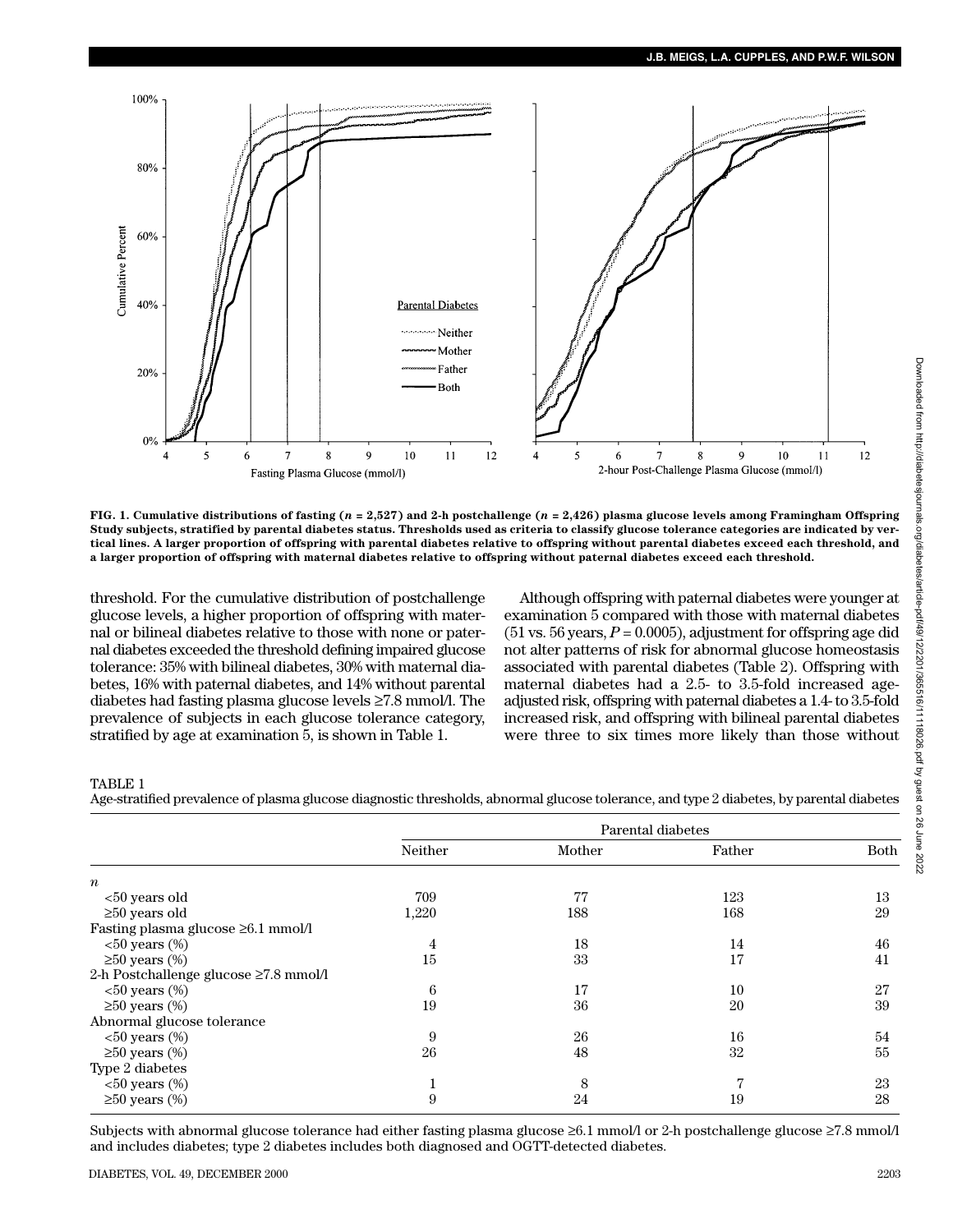FIG. 1. **Cumulative distributions of fasting (*n* = 2,527) and 2-h postchallenge (*n* = 2,426) plasma glucose levels among Framingham Offspring Study subjects, stratified by parental diabetes status. Thresholds used as criteria to classify glucose tolerance categories are indicated by vertical lines. A larger proportion of offspring with parental diabetes relative to offspring without parental diabetes exceed each threshold, and a larger proportion of offspring with maternal diabetes relative to offspring without paternal diabetes exceed each threshold.**

threshold. For the cumulative distribution of postchallenge glucose levels, a higher proportion of offspring with maternal or bilineal diabetes relative to those with none or paternal diabetes exceeded the threshold defining impaired glucose tolerance: 35% with bilineal diabetes, 30% with maternal diabetes, 16% with paternal diabetes, and 14% without parental diabetes had fasting plasma glucose levels ≥7.8 mmol/l. The prevalence of subjects in each glucose tolerance category, stratified by age at examination 5, is shown in Table 1.

Although offspring with paternal diabetes were younger at examination 5 compared with those with maternal diabetes (51 vs. 56 years, $P = 0.0005$), adjustment for offspring age did not alter patterns of risk for abnormal glucose homeostasis associated with parental diabetes (Table 2). Offspring with maternal diabetes had a 2.5- to 3.5-fold increased age-adjusted risk, offspring with paternal diabetes a 1.4- to 3.5-fold increased risk, and offspring with bilineal parental diabetes were three to six times more likely than those without

TABLE 1
Age-stratified prevalence of plasma glucose diagnostic thresholds, abnormal glucose tolerance, and type 2 diabetes, by parental diabetes

| | Parental diabetes | | | |
|---|---|---|---|---|
| | Neither | Mother | Father | Both |
| *n* | | | | |
| <50 years old | 709 | 77 | 123 | 13 |
| ≥50 years old | 1,220 | 188 | 168 | 29 |
| Fasting plasma glucose ≥6.1 mmol/l | | | | |
| <50 years (%) | 4 | 18 | 14 | 46 |
| ≥50 years (%) | 15 | 33 | 17 | 41 |
| 2-h Postchallenge glucose ≥7.8 mmol/l | | | | |
| <50 years (%) | 6 | 17 | 10 | 27 |
| ≥50 years (%) | 19 | 36 | 20 | 39 |
| Abnormal glucose tolerance | | | | |
| <50 years (%) | 9 | 26 | 16 | 54 |
| ≥50 years (%) | 26 | 48 | 32 | 55 |
| Type 2 diabetes | | | | |
| <50 years (%) | 1 | 8 | 7 | 23 |
| ≥50 years (%) | 9 | 24 | 19 | 28 |

Subjects with abnormal glucose tolerance had either fasting plasma glucose ≥6.1 mmol/l or 2-h postchallenge glucose ≥7.8 mmol/l and includes diabetes; type 2 diabetes includes both diagnosed and OGTT-detected diabetes.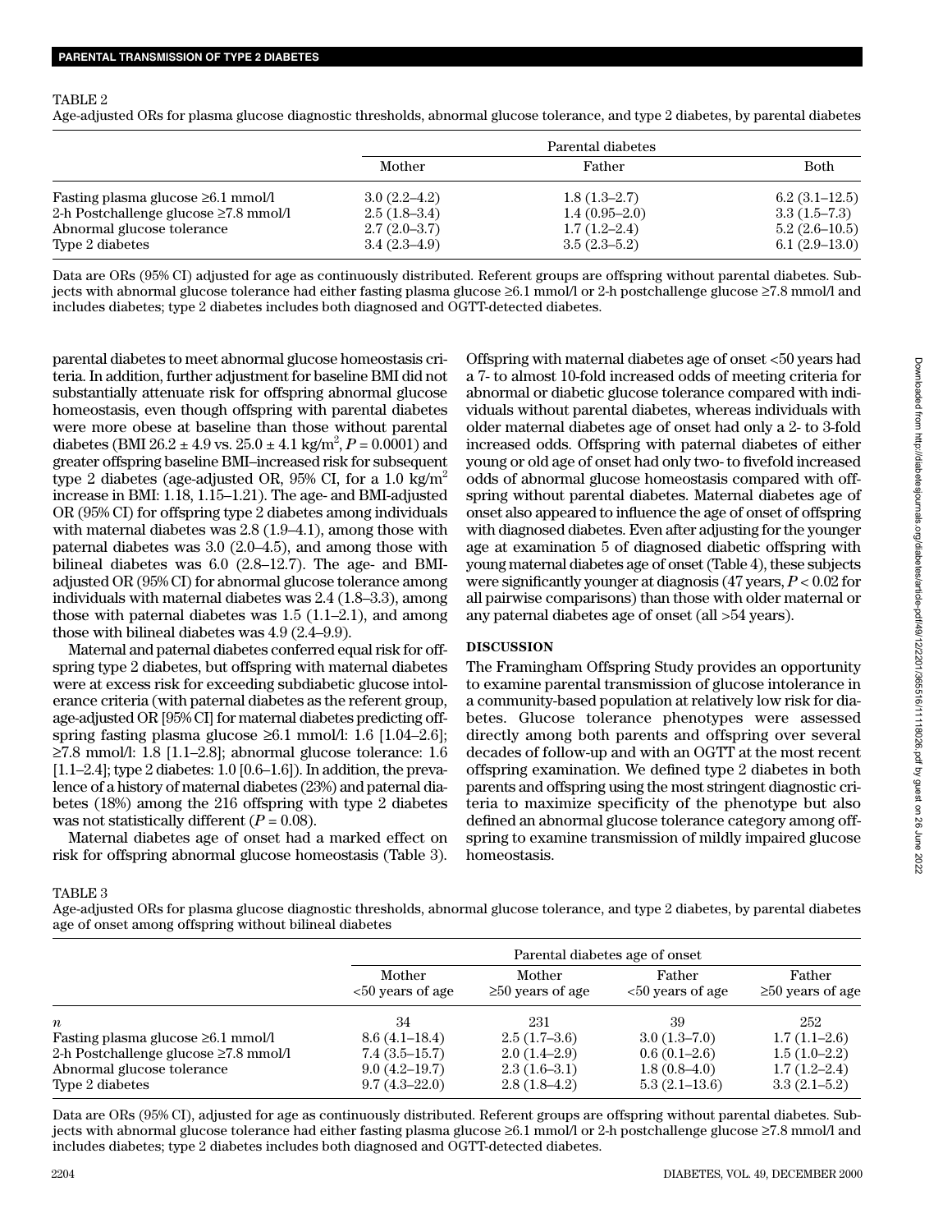TABLE 2

Age-adjusted ORs for plasma glucose diagnostic thresholds, abnormal glucose tolerance, and type 2 diabetes, by parental diabetes

| | Parental diabetes | | |
|---|---|---|---|
| | Mother | Father | Both |
| Fasting plasma glucose ≥6.1 mmol/l | 3.0 (2.2–4.2) | 1.8 (1.3–2.7) | 6.2 (3.1–12.5) |
| 2-h Postchallenge glucose ≥7.8 mmol/l | 2.5 (1.8–3.4) | 1.4 (0.95–2.0) | 3.3 (1.5–7.3) |
| Abnormal glucose tolerance | 2.7 (2.0–3.7) | 1.7 (1.2–2.4) | 5.2 (2.6–10.5) |
| Type 2 diabetes | 3.4 (2.3–4.9) | 3.5 (2.3–5.2) | 6.1 (2.9–13.0) |

Data are ORs (95% CI) adjusted for age as continuously distributed. Referent groups are offspring without parental diabetes. Subjects with abnormal glucose tolerance had either fasting plasma glucose ≥6.1 mmol/l or 2-h postchallenge glucose ≥7.8 mmol/l and includes diabetes; type 2 diabetes includes both diagnosed and OGTT-detected diabetes.

parental diabetes to meet abnormal glucose homeostasis criteria. In addition, further adjustment for baseline BMI did not substantially attenuate risk for offspring abnormal glucose homeostasis, even though offspring with parental diabetes were more obese at baseline than those without parental diabetes (BMI 26.2 ± 4.9 vs. 25.0 ± 4.1 kg/m$^2$, $P = 0.0001$) and greater offspring baseline BMI–increased risk for subsequent type 2 diabetes (age-adjusted OR, 95% CI, for a 1.0 kg/m$^2$ increase in BMI: 1.18, 1.15–1.21). The age- and BMI-adjusted OR (95% CI) for offspring type 2 diabetes among individuals with maternal diabetes was 2.8 (1.9–4.1), among those with paternal diabetes was 3.0 (2.0–4.5), and among those with bilineal diabetes was 6.0 (2.8–12.7). The age- and BMI-adjusted OR (95% CI) for abnormal glucose tolerance among individuals with maternal diabetes was 2.4 (1.8–3.3), among those with paternal diabetes was 1.5 (1.1–2.1), and among those with bilineal diabetes was 4.9 (2.4–9.9).

Maternal and paternal diabetes conferred equal risk for offspring type 2 diabetes, but offspring with maternal diabetes were at excess risk for exceeding subdiabetic glucose intolerance criteria (with paternal diabetes as the referent group, age-adjusted OR [95% CI] for maternal diabetes predicting offspring fasting plasma glucose ≥6.1 mmol/l: 1.6 [1.04–2.6]; ≥7.8 mmol/l: 1.8 [1.1–2.8]; abnormal glucose tolerance: 1.6 [1.1–2.4]; type 2 diabetes: 1.0 [0.6–1.6]). In addition, the prevalence of a history of maternal diabetes (23%) and paternal diabetes (18%) among the 216 offspring with type 2 diabetes was not statistically different ($P = 0.08$).

Maternal diabetes age of onset had a marked effect on risk for offspring abnormal glucose homeostasis (Table 3). Offspring with maternal diabetes age of onset <50 years had a 7- to almost 10-fold increased odds of meeting criteria for abnormal or diabetic glucose tolerance compared with individuals without parental diabetes, whereas individuals with older maternal diabetes age of onset had only a 2- to 3-fold increased odds. Offspring with paternal diabetes of either young or old age of onset had only two- to fivefold increased odds of abnormal glucose homeostasis compared with offspring without parental diabetes. Maternal diabetes age of onset also appeared to influence the age of onset of offspring with diagnosed diabetes. Even after adjusting for the younger age at examination 5 of diagnosed diabetic offspring with young maternal diabetes age of onset (Table 4), these subjects were significantly younger at diagnosis (47 years, $P < 0.02$ for all pairwise comparisons) than those with older maternal or any paternal diabetes age of onset (all >54 years).

## DISCUSSION

The Framingham Offspring Study provides an opportunity to examine parental transmission of glucose intolerance in a community-based population at relatively low risk for diabetes. Glucose tolerance phenotypes were assessed directly among both parents and offspring over several decades of follow-up and with an OGTT at the most recent offspring examination. We defined type 2 diabetes in both parents and offspring using the most stringent diagnostic criteria to maximize specificity of the phenotype but also defined an abnormal glucose tolerance category among offspring to examine transmission of mildly impaired glucose homeostasis.

TABLE 3

Age-adjusted ORs for plasma glucose diagnostic thresholds, abnormal glucose tolerance, and type 2 diabetes, by parental diabetes age of onset among offspring without bilineal diabetes

| | Parental diabetes age of onset | | | |
|---|---|---|---|---|
| | Mother <50 years of age | Mother ≥50 years of age | Father <50 years of age | Father ≥50 years of age |
| *n* | 34 | 231 | 39 | 252 |
| Fasting plasma glucose ≥6.1 mmol/l | 8.6 (4.1–18.4) | 2.5 (1.7–3.6) | 3.0 (1.3–7.0) | 1.7 (1.1–2.6) |
| 2-h Postchallenge glucose ≥7.8 mmol/l | 7.4 (3.5–15.7) | 2.0 (1.4–2.9) | 0.6 (0.1–2.6) | 1.5 (1.0–2.2) |
| Abnormal glucose tolerance | 9.0 (4.2–19.7) | 2.3 (1.6–3.1) | 1.8 (0.8–4.0) | 1.7 (1.2–2.4) |
| Type 2 diabetes | 9.7 (4.3–22.0) | 2.8 (1.8–4.2) | 5.3 (2.1–13.6) | 3.3 (2.1–5.2) |

Data are ORs (95% CI), adjusted for age as continuously distributed. Referent groups are offspring without parental diabetes. Subjects with abnormal glucose tolerance had either fasting plasma glucose ≥6.1 mmol/l or 2-h postchallenge glucose ≥7.8 mmol/l and includes diabetes; type 2 diabetes includes both diagnosed and OGTT-detected diabetes.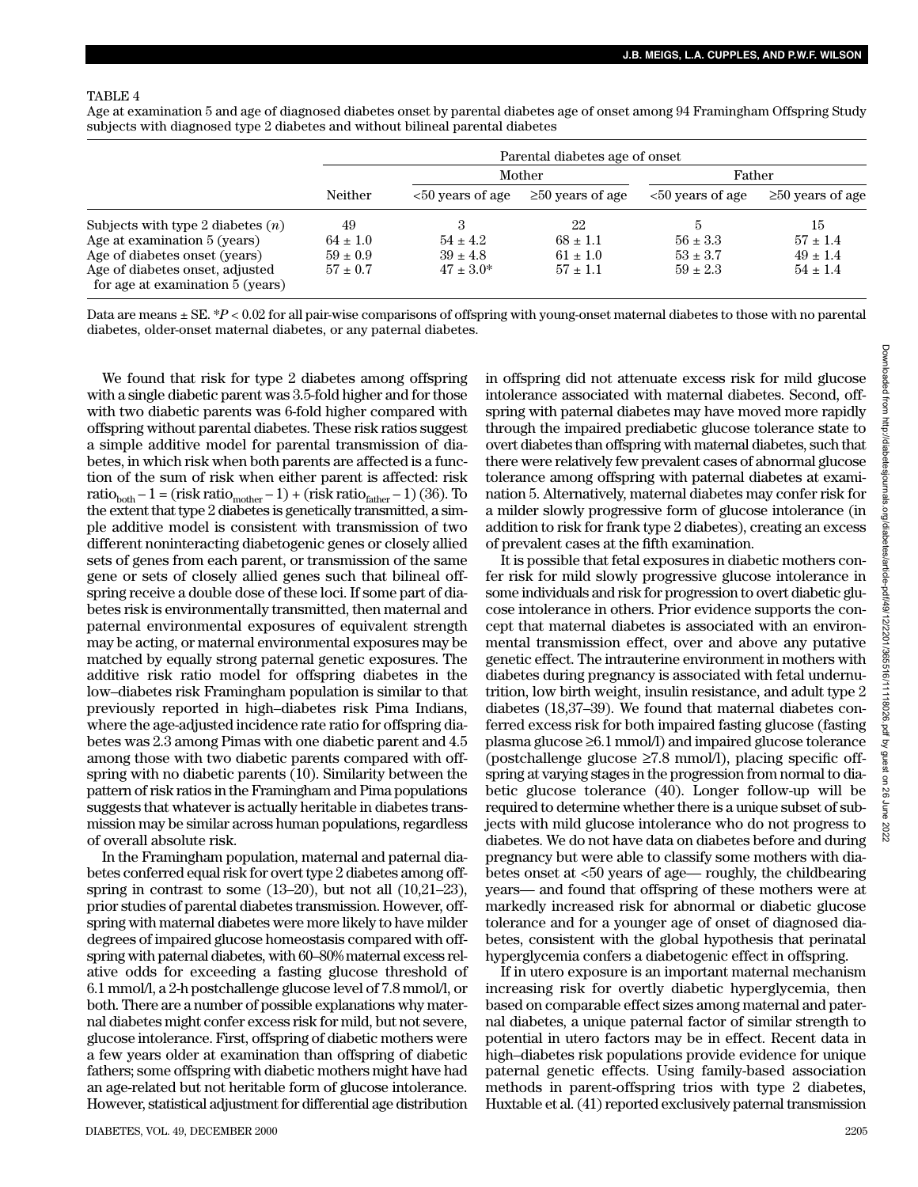TABLE 4

Age at examination 5 and age of diagnosed diabetes onset by parental diabetes age of onset among 94 Framingham Offspring Study subjects with diagnosed type 2 diabetes and without bilineal parental diabetes

| | Parental diabetes age of onset | | | | |
|---|---|---|---|---|---|
| | | Mother | | Father | |
| | Neither | <50 years of age | ≥50 years of age | <50 years of age | ≥50 years of age |
| Subjects with type 2 diabetes ($n$) | 49 | 3 | 22 | 5 | 15 |
| Age at examination 5 (years) | 64 ± 1.0 | 54 ± 4.2 | 68 ± 1.1 | 56 ± 3.3 | 57 ± 1.4 |
| Age of diabetes onset (years) | 59 ± 0.9 | 39 ± 4.8 | 61 ± 1.0 | 53 ± 3.7 | 49 ± 1.4 |
| Age of diabetes onset, adjusted for age at examination 5 (years) | 57 ± 0.7 | 47 ± 3.0* | 57 ± 1.1 | 59 ± 2.3 | 54 ± 1.4 |

Data are means ± SE. *$P < 0.02$ for all pair-wise comparisons of offspring with young-onset maternal diabetes to those with no parental diabetes, older-onset maternal diabetes, or any paternal diabetes.

We found that risk for type 2 diabetes among offspring with a single diabetic parent was 3.5-fold higher and for those with two diabetic parents was 6-fold higher compared with offspring without parental diabetes. These risk ratios suggest a simple additive model for parental transmission of diabetes, in which risk when both parents are affected is a function of the sum of risk when either parent is affected: risk $\text{ratio}_{\text{both}} - 1 = (\text{risk ratio}_{\text{mother}} - 1) + (\text{risk ratio}_{\text{father}} - 1)$ (36). To the extent that type 2 diabetes is genetically transmitted, a simple additive model is consistent with transmission of two different noninteracting diabetogenic genes or closely allied sets of genes from each parent, or transmission of the same gene or sets of closely allied genes such that bilineal offspring receive a double dose of these loci. If some part of diabetes risk is environmentally transmitted, then maternal and paternal environmental exposures of equivalent strength may be acting, or maternal environmental exposures may be matched by equally strong paternal genetic exposures. The additive risk ratio model for offspring diabetes in the low–diabetes risk Framingham population is similar to that previously reported in high–diabetes risk Pima Indians, where the age-adjusted incidence rate ratio for offspring diabetes was 2.3 among Pimas with one diabetic parent and 4.5 among those with two diabetic parents compared with offspring with no diabetic parents (10). Similarity between the pattern of risk ratios in the Framingham and Pima populations suggests that whatever is actually heritable in diabetes transmission may be similar across human populations, regardless of overall absolute risk.

In the Framingham population, maternal and paternal diabetes conferred equal risk for overt type 2 diabetes among offspring in contrast to some (13–20), but not all (10,21–23), prior studies of parental diabetes transmission. However, offspring with maternal diabetes were more likely to have milder degrees of impaired glucose homeostasis compared with offspring with paternal diabetes, with 60–80% maternal excess relative odds for exceeding a fasting glucose threshold of 6.1 mmol/l, a 2-h postchallenge glucose level of 7.8 mmol/l, or both. There are a number of possible explanations why maternal diabetes might confer excess risk for mild, but not severe, glucose intolerance. First, offspring of diabetic mothers were a few years older at examination than offspring of diabetic fathers; some offspring with diabetic mothers might have had an age-related but not heritable form of glucose intolerance. However, statistical adjustment for differential age distribution in offspring did not attenuate excess risk for mild glucose intolerance associated with maternal diabetes. Second, offspring with paternal diabetes may have moved more rapidly through the impaired prediabetic glucose tolerance state to overt diabetes than offspring with maternal diabetes, such that there were relatively few prevalent cases of abnormal glucose tolerance among offspring with paternal diabetes at examination 5. Alternatively, maternal diabetes may confer risk for a milder slowly progressive form of glucose intolerance (in addition to risk for frank type 2 diabetes), creating an excess of prevalent cases at the fifth examination.

It is possible that fetal exposures in diabetic mothers confer risk for mild slowly progressive glucose intolerance in some individuals and risk for progression to overt diabetic glucose intolerance in others. Prior evidence supports the concept that maternal diabetes is associated with an environmental transmission effect, over and above any putative genetic effect. The intrauterine environment in mothers with diabetes during pregnancy is associated with fetal undernutrition, low birth weight, insulin resistance, and adult type 2 diabetes (18,37–39). We found that maternal diabetes conferred excess risk for both impaired fasting glucose (fasting plasma glucose ≥6.1 mmol/l) and impaired glucose tolerance (postchallenge glucose ≥7.8 mmol/l), placing specific offspring at varying stages in the progression from normal to diabetic glucose tolerance (40). Longer follow-up will be required to determine whether there is a unique subset of subjects with mild glucose intolerance who do not progress to diabetes. We do not have data on diabetes before and during pregnancy but were able to classify some mothers with diabetes onset at <50 years of age— roughly, the childbearing years— and found that offspring of these mothers were at markedly increased risk for abnormal or diabetic glucose tolerance and for a younger age of onset of diagnosed diabetes, consistent with the global hypothesis that perinatal hyperglycemia confers a diabetogenic effect in offspring.

If in utero exposure is an important maternal mechanism increasing risk for overtly diabetic hyperglycemia, then based on comparable effect sizes among maternal and paternal diabetes, a unique paternal factor of similar strength to potential in utero factors may be in effect. Recent data in high–diabetes risk populations provide evidence for unique paternal genetic effects. Using family-based association methods in parent-offspring trios with type 2 diabetes, Huxtable et al. (41) reported exclusively paternal transmission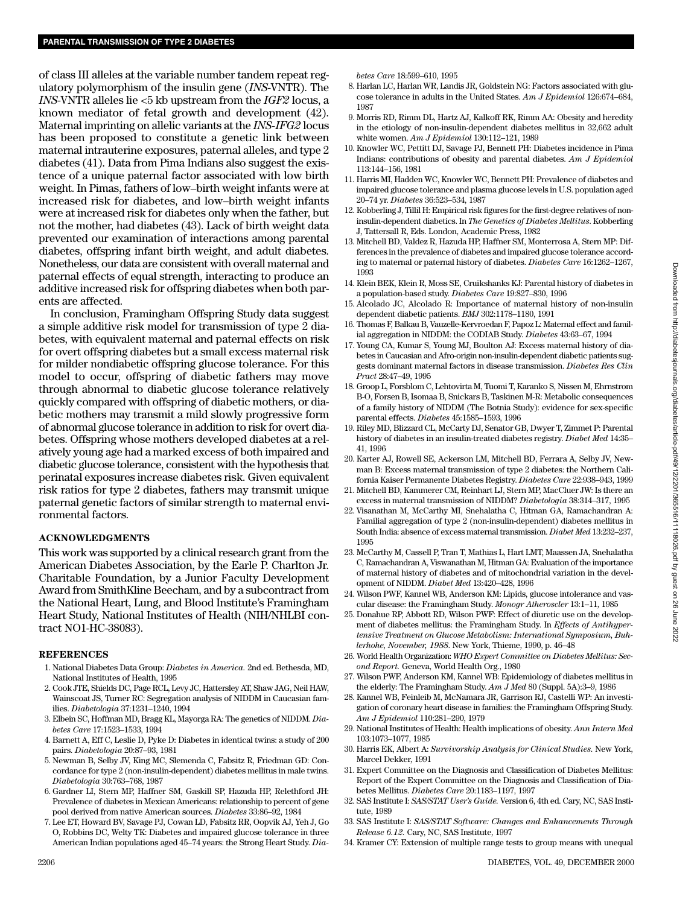of class III alleles at the variable number tandem repeat regulatory polymorphism of the insulin gene (*INS*-VNTR). The *INS*-VNTR alleles lie <5 kb upstream from the *IGF2* locus, a known mediator of fetal growth and development (42). Maternal imprinting on allelic variants at the *INS-IFG2* locus has been proposed to constitute a genetic link between maternal intrauterine exposures, paternal alleles, and type 2 diabetes (41). Data from Pima Indians also suggest the existence of a unique paternal factor associated with low birth weight. In Pimas, fathers of low–birth weight infants were at increased risk for diabetes, and low–birth weight infants were at increased risk for diabetes only when the father, but not the mother, had diabetes (43). Lack of birth weight data prevented our examination of interactions among parental diabetes, offspring infant birth weight, and adult diabetes. Nonetheless, our data are consistent with overall maternal and paternal effects of equal strength, interacting to produce an additive increased risk for offspring diabetes when both parents are affected.

In conclusion, Framingham Offspring Study data suggest a simple additive risk model for transmission of type 2 diabetes, with equivalent maternal and paternal effects on risk for overt offspring diabetes but a small excess maternal risk for milder nondiabetic offspring glucose tolerance. For this model to occur, offspring of diabetic fathers may move through abnormal to diabetic glucose tolerance relatively quickly compared with offspring of diabetic mothers, or diabetic mothers may transmit a mild slowly progressive form of abnormal glucose tolerance in addition to risk for overt diabetes. Offspring whose mothers developed diabetes at a relatively young age had a marked excess of both impaired and diabetic glucose tolerance, consistent with the hypothesis that perinatal exposures increase diabetes risk. Given equivalent risk ratios for type 2 diabetes, fathers may transmit unique paternal genetic factors of similar strength to maternal environmental factors.

## ACKNOWLEDGMENTS

This work was supported by a clinical research grant from the American Diabetes Association, by the Earle P. Charlton Jr. Charitable Foundation, by a Junior Faculty Development Award from SmithKline Beecham, and by a subcontract from the National Heart, Lung, and Blood Institute's Framingham Heart Study, National Institutes of Health (NIH/NHLBI contract NO1-HC-38083).

## REFERENCES

1. National Diabetes Data Group: *Diabetes in America.* 2nd ed. Bethesda, MD, National Institutes of Health, 1995
2. Cook JTE, Shields DC, Page RCL, Levy JC, Hattersley AT, Shaw JAG, Neil HAW, Wainscoat JS, Turner RC: Segregation analysis of NIDDM in Caucasian families. *Diabetologia* 37:1231–1240, 1994
3. Elbein SC, Hoffman MD, Bragg KL, Mayorga RA: The genetics of NIDDM. *Diabetes Care* 17:1523–1533, 1994
4. Barnett A, Eff C, Leslie D, Pyke D: Diabetes in identical twins: a study of 200 pairs. *Diabetologia* 20:87–93, 1981
5. Newman B, Selby JV, King MC, Slemenda C, Fabsitz R, Friedman GD: Concordance for type 2 (non-insulin-dependent) diabetes mellitus in male twins. *Diabetologia* 30:763–768, 1987
6. Gardner LI, Stern MP, Haffner SM, Gaskill SP, Hazuda HP, Relethford JH: Prevalence of diabetes in Mexican Americans: relationship to percent of gene pool derived from native American sources. *Diabetes* 33:86–92, 1984
7. Lee ET, Howard BV, Savage PJ, Cowan LD, Fabsitz RR, Oopvik AJ, Yeh J, Go O, Robbins DC, Welty TK: Diabetes and impaired glucose tolerance in three American Indian populations aged 45–74 years: the Strong Heart Study. *Diabetes Care* 18:599–610, 1995
8. Harlan LC, Harlan WR, Landis JR, Goldstein NG: Factors associated with glucose tolerance in adults in the United States. *Am J Epidemiol* 126:674–684, 1987
9. Morris RD, Rimm DL, Hartz AJ, Kalkoff RK, Rimm AA: Obesity and heredity in the etiology of non-insulin-dependent diabetes mellitus in 32,662 adult white women. *Am J Epidemiol* 130:112–121, 1989
10. Knowler WC, Pettitt DJ, Savage PJ, Bennett PH: Diabetes incidence in Pima Indians: contributions of obesity and parental diabetes. *Am J Epidemiol* 113:144–156, 1981
11. Harris MI, Hadden WC, Knowler WC, Bennett PH: Prevalence of diabetes and impaired glucose tolerance and plasma glucose levels in U.S. population aged 20–74 yr. *Diabetes* 36:523–534, 1987
12. Kobberling J, Tillil H: Empirical risk figures for the first-degree relatives of non-insulin-dependent diabetics. In *The Genetics of Diabetes Mellitus.* Kobberling J, Tattersall R, Eds. London, Academic Press, 1982
13. Mitchell BD, Valdez R, Hazuda HP, Haffner SM, Monterrosa A, Stern MP: Differences in the prevalence of diabetes and impaired glucose tolerance according to maternal or paternal history of diabetes. *Diabetes Care* 16:1262–1267, 1993
14. Klein BEK, Klein R, Moss SE, Cruikshanks KJ: Parental history of diabetes in a population-based study. *Diabetes Care* 19:827–830, 1996
15. Alcolado JC, Alcolado R: Importance of maternal history of non-insulin dependent diabetic patients. *BMJ* 302:1178–1180, 1991
16. Thomas F, Balkau B, Vauzelle-Kervroedan F, Papoz L: Maternal effect and familial aggregation in NIDDM: the CODIAB Study. *Diabetes* 43:63–67, 1994
17. Young CA, Kumar S, Young MJ, Boulton AJ: Excess maternal history of diabetes in Caucasian and Afro-origin non-insulin-dependent diabetic patients suggests dominant maternal factors in disease transmission. *Diabetes Res Clin Pract* 28:47–49, 1995
18. Groop L, Forsblom C, Lehtovirta M, Tuomi T, Karanko S, Nissen M, Ehrnstrom B-O, Forsen B, Isomaa B, Snickars B, Taskinen M-R: Metabolic consequences of a family history of NIDDM (The Botnia Study): evidence for sex-specific parental effects. *Diabetes* 45:1585–1593, 1996
19. Riley MD, Blizzard CL, McCarty DJ, Senator GB, Dwyer T, Zimmet P: Parental history of diabetes in an insulin-treated diabetes registry. *Diabet Med* 14:35–41, 1996
20. Karter AJ, Rowell SE, Ackerson LM, Mitchell BD, Ferrara A, Selby JV, Newman B: Excess maternal transmission of type 2 diabetes: the Northern California Kaiser Permanente Diabetes Registry. *Diabetes Care* 22:938–943, 1999
21. Mitchell BD, Kammerer CM, Reinhart LJ, Stern MP, MacCluer JW: Is there an excess in maternal transmission of NIDDM? *Diabetologia* 38:314–317, 1995
22. Visanathan M, McCarthy MI, Snehalatha C, Hitman GA, Ramachandran A: Familial aggregation of type 2 (non-insulin-dependent) diabetes mellitus in South India: absence of excess maternal transmission. *Diabet Med* 13:232–237, 1995
23. McCarthy M, Cassell P, Tran T, Mathias L, Hart LMT, Maassen JA, Snehalatha C, Ramachandran A, Viswanathan M, Hitman GA: Evaluation of the importance of maternal history of diabetes and of mitochondrial variation in the development of NIDDM. *Diabet Med* 13:420–428, 1996
24. Wilson PWF, Kannel WB, Anderson KM: Lipids, glucose intolerance and vascular disease: the Framingham Study. *Monogr Atheroscler* 13:1–11, 1985
25. Donahue RP, Abbott RD, Wilson PWF: Effect of diuretic use on the development of diabetes mellitus: the Framingham Study. In *Effects of Antihypertensive Treatment on Glucose Metabolism: International Symposium, Buhlerhohe, November, 1988.* New York, Thieme, 1990, p. 46–48
26. World Health Organization: *WHO Expert Committee on Diabetes Mellitus: Second Report.* Geneva, World Health Org., 1980
27. Wilson PWF, Anderson KM, Kannel WB: Epidemiology of diabetes mellitus in the elderly: The Framingham Study. *Am J Med* 80 (Suppl. 5A):3–9, 1986
28. Kannel WB, Feinleib M, McNamara JR, Garrison RJ, Castelli WP: An investigation of coronary heart disease in families: the Framingham Offspring Study. *Am J Epidemiol* 110:281–290, 1979
29. National Institutes of Health: Health implications of obesity. *Ann Intern Med* 103:1073–1077, 1985
30. Harris EK, Albert A: *Survivorship Analysis for Clinical Studies.* New York, Marcel Dekker, 1991
31. Expert Committee on the Diagnosis and Classification of Diabetes Mellitus: Report of the Expert Committee on the Diagnosis and Classification of Diabetes Mellitus. *Diabetes Care* 20:1183–1197, 1997
32. SAS Institute I: *SAS/STAT User's Guide.* Version 6, 4th ed. Cary, NC, SAS Institute, 1989
33. SAS Institute I: *SAS/STAT Software: Changes and Enhancements Through Release 6.12.* Cary, NC, SAS Institute, 1997
34. Kramer CY: Extension of multiple range tests to group means with unequal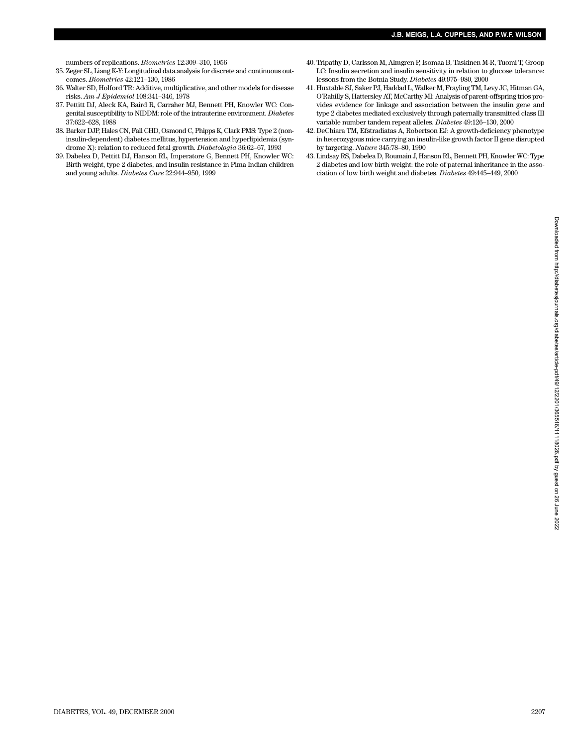numbers of replications. *Biometrics* 12:309–310, 1956

35. Zeger SL, Liang K-Y: Longitudinal data analysis for discrete and continuous outcomes. *Biometrics* 42:121–130, 1986
36. Walter SD, Holford TR: Additive, multiplicative, and other models for disease risks. *Am J Epidemiol* 108:341–346, 1978
37. Pettitt DJ, Aleck KA, Baird R, Carraher MJ, Bennett PH, Knowler WC: Congenital susceptibility to NIDDM: role of the intrauterine environment. *Diabetes* 37:622–628, 1988
38. Barker DJP, Hales CN, Fall CHD, Osmond C, Phipps K, Clark PMS: Type 2 (non-insulin-dependent) diabetes mellitus, hypertension and hyperlipidemia (syndrome X): relation to reduced fetal growth. *Diabetologia* 36:62–67, 1993
39. Dabelea D, Pettitt DJ, Hanson RL, Imperatore G, Bennett PH, Knowler WC: Birth weight, type 2 diabetes, and insulin resistance in Pima Indian children and young adults. *Diabetes Care* 22:944–950, 1999
40. Tripathy D, Carlsson M, Almgren P, Isomaa B, Taskinen M-R, Tuomi T, Groop LC: Insulin secretion and insulin sensitivity in relation to glucose tolerance: lessons from the Botnia Study. *Diabetes* 49:975–980, 2000
41. Huxtable SJ, Saker PJ, Haddad L, Walker M, Frayling TM, Levy JC, Hitman GA, O'Rahilly S, Hattersley AT, McCarthy MI: Analysis of parent-offspring trios provides evidence for linkage and association between the insulin gene and type 2 diabetes mediated exclusively through paternally transmitted class III variable number tandem repeat alleles. *Diabetes* 49:126–130, 2000
42. DeChiara TM, Efstradiatas A, Robertson EJ: A growth-deficiency phenotype in heterozygous mice carrying an insulin-like growth factor II gene disrupted by targeting. *Nature* 345:78–80, 1990
43. Lindsay RS, Dabelea D, Roumain J, Hanson RL, Bennett PH, Knowler WC: Type 2 diabetes and low birth weight: the role of paternal inheritance in the association of low birth weight and diabetes. *Diabetes* 49:445–449, 2000